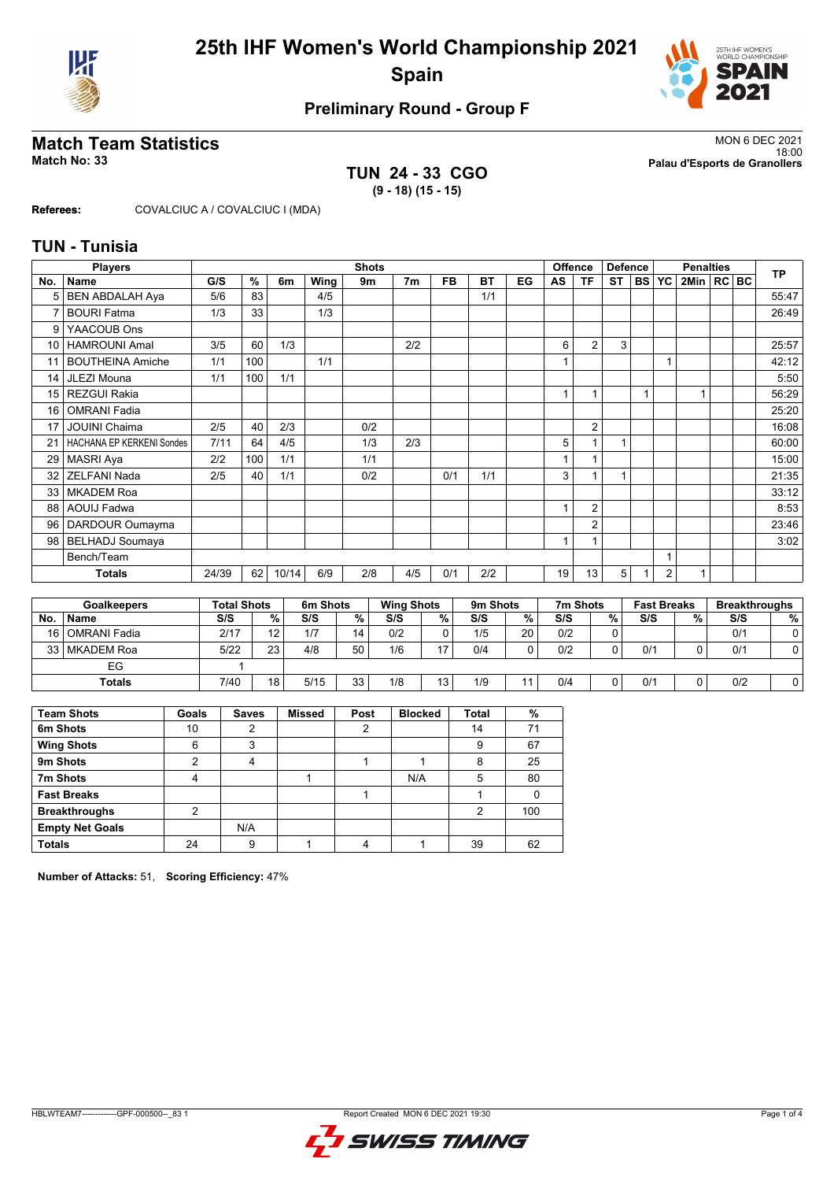# 25th IHF Women's World Championship 2021
## Spain

### Preliminary Round - Group F

## Match Team Statistics

**Match No: 33**

MON 6 DEC 2021
18:00
**Palau d'Esports de Granollers**

**TUN 24 - 33 CGO**
**(9 - 18) (15 - 15)**

**Referees:** COVALCIUC A / COVALCIUC I (MDA)

## TUN - Tunisia

| Players | | Shots | | | | | | | | | Offence | | Defence | | Penalties | | | | TP |
|---|---|---|---|---|---|---|---|---|---|---|---|---|---|---|---|---|---|---|---|
| No. | Name | G/S | % | 6m | Wing | 9m | 7m | FB | BT | EG | AS | TF | ST | BS | YC | 2Min | RC | BC | |
| 5 | BEN ABDALAH Aya | 5/6 | 83 | | 4/5 | | | | 1/1 | | | | | | | | | | 55:47 |
| 7 | BOURI Fatma | 1/3 | 33 | | 1/3 | | | | | | | | | | | | | | 26:49 |
| 9 | YAACOUB Ons | | | | | | | | | | | | | | | | | | |
| 10 | HAMROUNI Amal | 3/5 | 60 | 1/3 | | | 2/2 | | | | 6 | 2 | 3 | | | | | | 25:57 |
| 11 | BOUTHEINA Amiche | 1/1 | 100 | | 1/1 | | | | | | 1 | | | | 1 | | | | 42:12 |
| 14 | JLEZI Mouna | 1/1 | 100 | 1/1 | | | | | | | | | | | | | | | 5:50 |
| 15 | REZGUI Rakia | | | | | | | | | | 1 | 1 | | 1 | | 1 | | | 56:29 |
| 16 | OMRANI Fadia | | | | | | | | | | | | | | | | | | 25:20 |
| 17 | JOUINI Chaima | 2/5 | 40 | 2/3 | | 0/2 | | | | | | 2 | | | | | | | 16:08 |
| 21 | HACHANA EP KERKENI Sondes | 7/11 | 64 | 4/5 | | 1/3 | 2/3 | | | | 5 | 1 | 1 | | | | | | 60:00 |
| 29 | MASRI Aya | 2/2 | 100 | 1/1 | | 1/1 | | | | | 1 | 1 | | | | | | | 15:00 |
| 32 | ZELFANI Nada | 2/5 | 40 | 1/1 | | 0/2 | | 0/1 | 1/1 | | 3 | 1 | 1 | | | | | | 21:35 |
| 33 | MKADEM Roa | | | | | | | | | | | | | | | | | | 33:12 |
| 88 | AOUIJ Fadwa | | | | | | | | | | 1 | 2 | | | | | | | 8:53 |
| 96 | DARDOUR Oumayma | | | | | | | | | | | 2 | | | | | | | 23:46 |
| 98 | BELHADJ Soumaya | | | | | | | | | | 1 | 1 | | | | | | | 3:02 |
| | Bench/Team | | | | | | | | | | | | | | 1 | | | | |
| | **Totals** | 24/39 | 62 | 10/14 | 6/9 | 2/8 | 4/5 | 0/1 | 2/2 | | 19 | 13 | 5 | 1 | 2 | 1 | | | |

| Goalkeepers | | Total Shots | | 6m Shots | | Wing Shots | | 9m Shots | | 7m Shots | | Fast Breaks | | Breakthroughs | |
|---|---|---|---|---|---|---|---|---|---|---|---|---|---|---|---|
| No. | Name | S/S | % | S/S | % | S/S | % | S/S | % | S/S | % | S/S | % | S/S | % |
| 16 | OMRANI Fadia | 2/17 | 12 | 1/7 | 14 | 0/2 | 0 | 1/5 | 20 | 0/2 | 0 | | | 0/1 | 0 |
| 33 | MKADEM Roa | 5/22 | 23 | 4/8 | 50 | 1/6 | 17 | 0/4 | 0 | 0/2 | 0 | 0/1 | 0 | 0/1 | 0 |
| | EG | 1 | | | | | | | | | | | | | |
| | **Totals** | 7/40 | 18 | 5/15 | 33 | 1/8 | 13 | 1/9 | 11 | 0/4 | 0 | 0/1 | 0 | 0/2 | 0 |

| Team Shots | Goals | Saves | Missed | Post | Blocked | Total | % |
|---|---|---|---|---|---|---|---|
| 6m Shots | 10 | 2 | | 2 | | 14 | 71 |
| Wing Shots | 6 | 3 | | | | 9 | 67 |
| 9m Shots | 2 | 4 | | 1 | 1 | 8 | 25 |
| 7m Shots | 4 | | 1 | | N/A | 5 | 80 |
| Fast Breaks | | | | 1 | | 1 | 0 |
| Breakthroughs | 2 | | | | | 2 | 100 |
| Empty Net Goals | | N/A | | | | | |
| Totals | 24 | 9 | 1 | 4 | 1 | 39 | 62 |

**Number of Attacks:** 51, **Scoring Efficiency:** 47%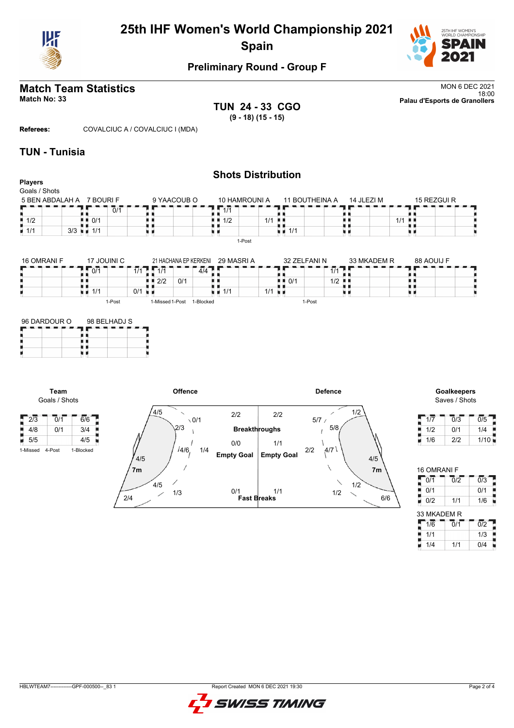# 25th IHF Women's World Championship 2021

## Spain

### Preliminary Round - Group F

## Match Team Statistics

**Match No: 33**

MON 6 DEC 2021
18:00
**Palau d'Esports de Granollers**

**TUN 24 - 33 CGO**
**(9 - 18) (15 - 15)**

**Referees:** COVALCIUC A / COVALCIUC I (MDA)

## TUN - Tunisia

### Shots Distribution

**Players**
Goals / Shots

**5 BEN ABDALAH A**

| | | |
|---|---|---|
| | | |
| 1/2 | | |
| 1/1 | | 3/3 |

**7 BOURI F**

| | | |
|---|---|---|
| | 0/1 | |
| 0/1 | | |
| 1/1 | | |

**9 YAACOUB O**

| | | |
|---|---|---|
| | | |
| | | |
| | | |

**10 HAMROUNI A**

| | | |
|---|---|---|
| 1/1 | | |
| 1/2 | | 1/1 |
| | | |

1-Post

**11 BOUTHEINA A**

| | | |
|---|---|---|
| | | |
| | | |
| 1/1 | | |

**14 JLEZI M**

| | | |
|---|---|---|
| | | |
| | | 1/1 |
| | | |

**15 REZGUI R**

| | | |
|---|---|---|
| | | |
| | | |
| | | |

**16 OMRANI F**

| | | |
|---|---|---|
| | | |
| | | |
| | | |

**17 JOUINI C**

| | | |
|---|---|---|
| 0/1 | | 1/1 |
| | | |
| 1/1 | | 0/1 |

1-Post

**21 HACHANA EP KERKENI**

| | | |
|---|---|---|
| 1/1 | | 4/4 |
| 2/2 | 0/1 | |
| | | |

1-Missed 1-Post 1-Blocked

**29 MASRI A**

| | | |
|---|---|---|
| | | |
| | | |
| 1/1 | | 1/1 |

**32 ZELFANI N**

| | | |
|---|---|---|
| | | 1/1 |
| 0/1 | | 1/2 |
| | | |

1-Post

**33 MKADEM R**

| | | |
|---|---|---|
| | | |
| | | |
| | | |

**88 AOUIJ F**

| | | |
|---|---|---|
| | | |
| | | |
| | | |

**96 DARDOUR O**

| | | |
|---|---|---|
| | | |
| | | |
| | | |

**98 BELHADJ S**

| | | |
|---|---|---|
| | | |
| | | |
| | | |

**Team**
Goals / Shots

| | | |
|---|---|---|
| 2/3 | 0/1 | 6/6 |
| 4/8 | 0/1 | 3/4 |
| 5/5 | | 4/5 |

1-Missed 4-Post 1-Blocked

**Offence**

| Zone | Goals / Shots |
|---|---|
| Left wing (top) | 4/5 |
| Left wing | 4/5 |
| Left wing (bottom) | 2/4 |
| 9m left-top | 0/1 |
| 9m left | 2/3 |
| 9m centre | 4/6 |
| 6m / 9m | 1/4 |
| 9m left-bottom | 4/5 |
| 9m bottom | 1/3 |
| Breakthroughs | 2/2 |
| Empty Goal | 0/0 |
| Fast Breaks | 0/1 |

**Defence**

| Zone | Goals / Shots |
|---|---|
| Breakthroughs | 2/2 |
| Empty Goal | 1/1 |
| Fast Breaks | 1/1 |
| Right wing (top) | 1/2 |
| 9m right-top | 5/7 |
| 9m right | 5/8 |
| 6m | 2/2 |
| 9m centre | 4/7 |
| Right wing | 4/5 |
| 9m bottom | 1/2 |
| 9m right-bottom | 1/2 |
| Right wing (bottom) | 6/6 |

**Goalkeepers**
Saves / Shots

| | | |
|---|---|---|
| 1/7 | 0/3 | 0/5 |
| 1/2 | 0/1 | 1/4 |
| 1/6 | 2/2 | 1/10 |

**16 OMRANI F**

| | | |
|---|---|---|
| 0/1 | 0/2 | 0/3 |
| 0/1 | | 0/1 |
| 0/2 | 1/1 | 1/6 |

**33 MKADEM R**

| | | |
|---|---|---|
| 1/6 | 0/1 | 0/2 |
| 1/1 | | 1/3 |
| 1/4 | 1/1 | 0/4 |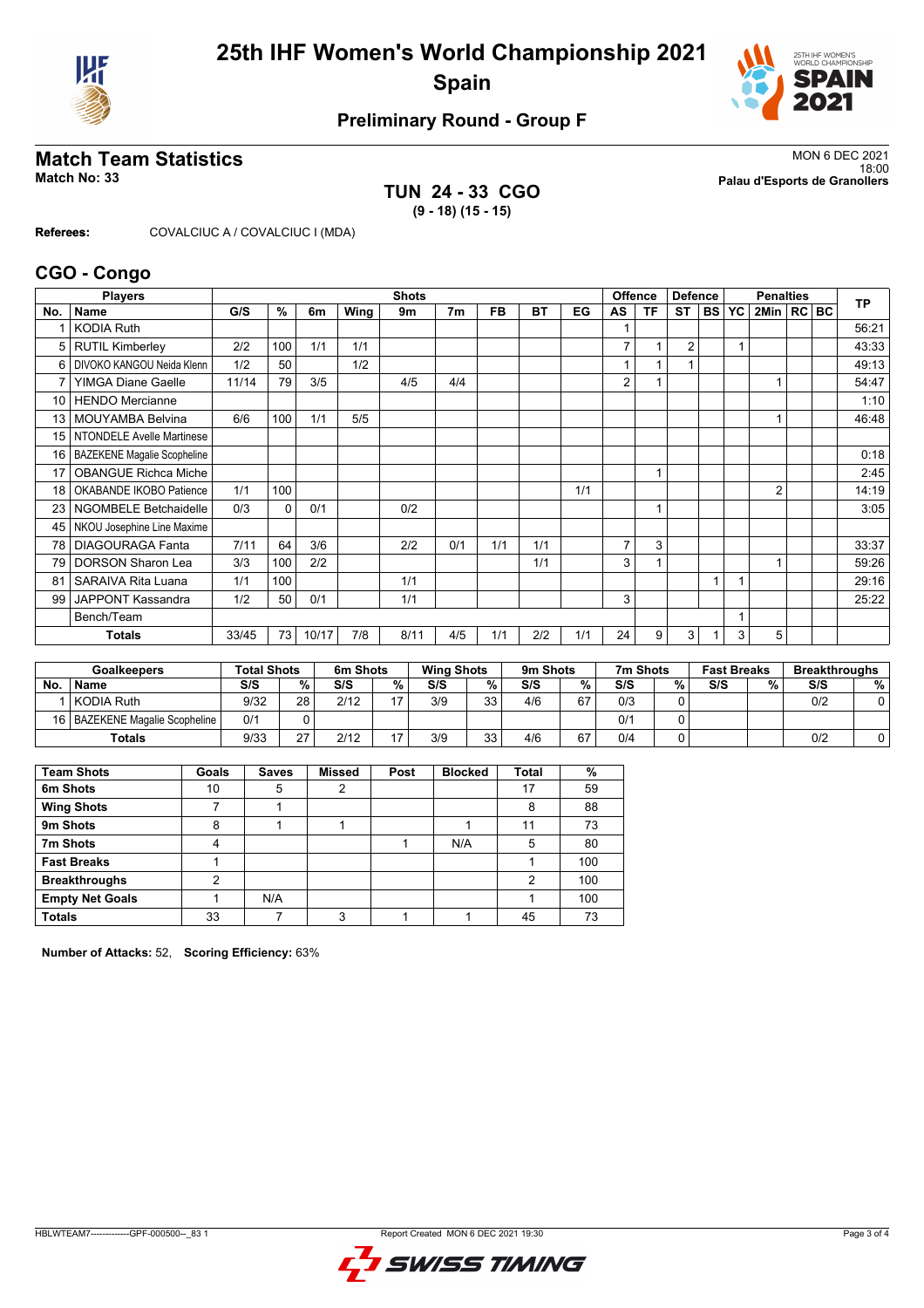# 25th IHF Women's World Championship 2021
## Spain

### Preliminary Round - Group F

## Match Team Statistics

**Match No: 33**

MON 6 DEC 2021
18:00
**Palau d'Esports de Granollers**

### TUN 24 - 33 CGO
**(9 - 18) (15 - 15)**

**Referees:** COVALCIUC A / COVALCIUC I (MDA)

## CGO - Congo

| No. | Name | G/S | % | 6m | Wing | 9m | 7m | FB | BT | EG | AS | TF | ST | BS | YC | 2Min | RC | BC | TP |
|---|---|---|---|---|---|---|---|---|---|---|---|---|---|---|---|---|---|---|---|
| 1 | KODIA Ruth | | | | | | | | | | 1 | | | | | | | | 56:21 |
| 5 | RUTIL Kimberley | 2/2 | 100 | 1/1 | 1/1 | | | | | | 7 | 1 | 2 | | 1 | | | | 43:33 |
| 6 | DIVOKO KANGOU Neida Klenn | 1/2 | 50 | | 1/2 | | | | | | 1 | 1 | 1 | | | | | | 49:13 |
| 7 | YIMGA Diane Gaelle | 11/14 | 79 | 3/5 | | 4/5 | 4/4 | | | | 2 | 1 | | | | 1 | | | 54:47 |
| 10 | HENDO Mercianne | | | | | | | | | | | | | | | | | | 1:10 |
| 13 | MOUYAMBA Belvina | 6/6 | 100 | 1/1 | 5/5 | | | | | | | | | | | 1 | | | 46:48 |
| 15 | NTONDELE Avelle Martinese | | | | | | | | | | | | | | | | | | |
| 16 | BAZEKENE Magalie Scopheline | | | | | | | | | | | | | | | | | | 0:18 |
| 17 | OBANGUE Richca Miche | | | | | | | | | | | 1 | | | | | | | 2:45 |
| 18 | OKABANDE IKOBO Patience | 1/1 | 100 | | | | | | | 1/1 | | | | | | 2 | | | 14:19 |
| 23 | NGOMBELE Betchaidelle | 0/3 | 0 | 0/1 | | 0/2 | | | | | | 1 | | | | | | | 3:05 |
| 45 | NKOU Josephine Line Maxime | | | | | | | | | | | | | | | | | | |
| 78 | DIAGOURAGA Fanta | 7/11 | 64 | 3/6 | | 2/2 | 0/1 | 1/1 | 1/1 | | 7 | 3 | | | | | | | 33:37 |
| 79 | DORSON Sharon Lea | 3/3 | 100 | 2/2 | | | | | 1/1 | | 3 | 1 | | | | 1 | | | 59:26 |
| 81 | SARAIVA Rita Luana | 1/1 | 100 | | | 1/1 | | | | | | | | 1 | 1 | | | | 29:16 |
| 99 | JAPPONT Kassandra | 1/2 | 50 | 0/1 | | 1/1 | | | | | 3 | | | | | | | | 25:22 |
| | Bench/Team | | | | | | | | | | | | | | 1 | | | | |
| | **Totals** | 33/45 | 73 | 10/17 | 7/8 | 8/11 | 4/5 | 1/1 | 2/2 | 1/1 | 24 | 9 | 3 | 1 | 3 | 5 | | | |

| No. | Goalkeepers | Total Shots S/S | % | 6m Shots S/S | % | Wing Shots S/S | % | 9m Shots S/S | % | 7m Shots S/S | % | Fast Breaks S/S | % | Breakthroughs S/S | % |
|---|---|---|---|---|---|---|---|---|---|---|---|---|---|---|---|
| 1 | KODIA Ruth | 9/32 | 28 | 2/12 | 17 | 3/9 | 33 | 4/6 | 67 | 0/3 | 0 | | | 0/2 | 0 |
| 16 | BAZEKENE Magalie Scopheline | 0/1 | 0 | | | | | | | 0/1 | 0 | | | | |
| | **Totals** | 9/33 | 27 | 2/12 | 17 | 3/9 | 33 | 4/6 | 67 | 0/4 | 0 | | | 0/2 | 0 |

| Team Shots | Goals | Saves | Missed | Post | Blocked | Total | % |
|---|---|---|---|---|---|---|---|
| **6m Shots** | 10 | 5 | 2 | | | 17 | 59 |
| **Wing Shots** | 7 | 1 | | | | 8 | 88 |
| **9m Shots** | 8 | 1 | 1 | | 1 | 11 | 73 |
| **7m Shots** | 4 | | | 1 | N/A | 5 | 80 |
| **Fast Breaks** | 1 | | | | | 1 | 100 |
| **Breakthroughs** | 2 | | | | | 2 | 100 |
| **Empty Net Goals** | 1 | N/A | | | | 1 | 100 |
| **Totals** | 33 | 7 | 3 | 1 | 1 | 45 | 73 |

**Number of Attacks:** 52, **Scoring Efficiency:** 63%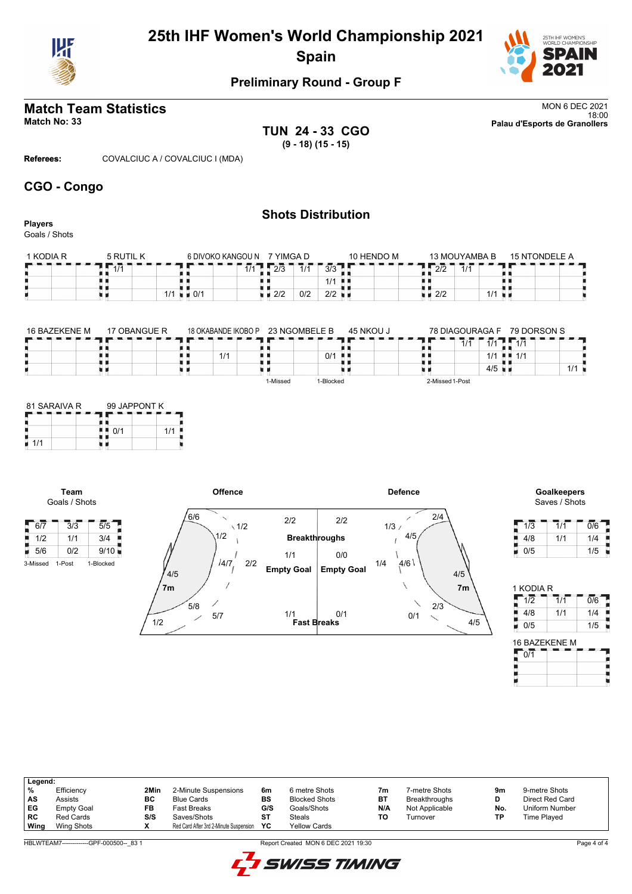# 25th IHF Women's World Championship 2021
## Spain

### Preliminary Round - Group F

## Match Team Statistics

**Match No: 33**

MON 6 DEC 2021
18:00
**Palau d'Esports de Granollers**

**TUN 24 - 33 CGO**
**(9 - 18) (15 - 15)**

**Referees:** COVALCIUC A / COVALCIUC I (MDA)

## CGO - Congo

### Shots Distribution

**Players**
Goals / Shots

1 KODIA R

5 RUTIL K
1/1
1/1

6 DIVOKO KANGOU N
1/1
0/1

7 YIMGA D
2/3 1/1 3/3
1/1
2/2 0/2 2/2

10 HENDO M

13 MOUYAMBA B
2/2 1/1
2/2 1/1

15 NTONDELE A

16 BAZEKENE M

17 OBANGUE R

18 OKABANDE IKOBO P
1/1

23 NGOMBELE B
0/1
1-Missed 1-Blocked

45 NKOU J

78 DIAGOURAGA F
1/1 1/1
1/1
4/5
2-Missed 1-Post

79 DORSON S
1/1
1/1
1/1

81 SARAIVA R
1/1

99 JAPPONT K
0/1 1/1

**Team**
Goals / Shots

| | | |
|---|---|---|
| 6/7 | 3/3 | 5/5 |
| 1/2 | 1/1 | 3/4 |
| 5/6 | 0/2 | 9/10 |

3-Missed 1-Post 1-Blocked

**Offence**

6/6
1/2
1/2
4/5
7m
4/7
2/2
5/8
5/7
1/2
2/2
2/2
Breakthroughs
1/1
0/0
Empty Goal
Empty Goal
1/1
0/1
Fast Breaks

**Defence**

1/3
2/4
4/5
1/4
4/6
4/5
7m
2/3
0/1
4/5

**Goalkeepers**
Saves / Shots

| | | |
|---|---|---|
| 1/3 | 1/1 | 0/6 |
| 4/8 | 1/1 | 1/4 |
| 0/5 | | 1/5 |

1 KODIA R

| | | |
|---|---|---|
| 1/2 | 1/1 | 0/6 |
| 4/8 | 1/1 | 1/4 |
| 0/5 | | 1/5 |

16 BAZEKENE M

| | | |
|---|---|---|
| 0/1 | | |
| | | |
| | | |

**Legend:**

| | | | | | | | | | |
|---|---|---|---|---|---|---|---|---|---|
| % | Efficiency | 2Min | 2-Minute Suspensions | 6m | 6 metre Shots | 7m | 7-metre Shots | 9m | 9-metre Shots |
| AS | Assists | BC | Blue Cards | BS | Blocked Shots | BT | Breakthroughs | D | Direct Red Card |
| EG | Empty Goal | FB | Fast Breaks | G/S | Goals/Shots | N/A | Not Applicable | No. | Uniform Number |
| RC | Red Cards | S/S | Saves/Shots | ST | Steals | TO | Turnover | TP | Time Played |
| Wing | Wing Shots | X | Red Card After 3rd 2-Minute Suspension | YC | Yellow Cards | | | | |

HBLWTEAM7--------------GPF-000500--_83 1 Report Created MON 6 DEC 2021 19:30